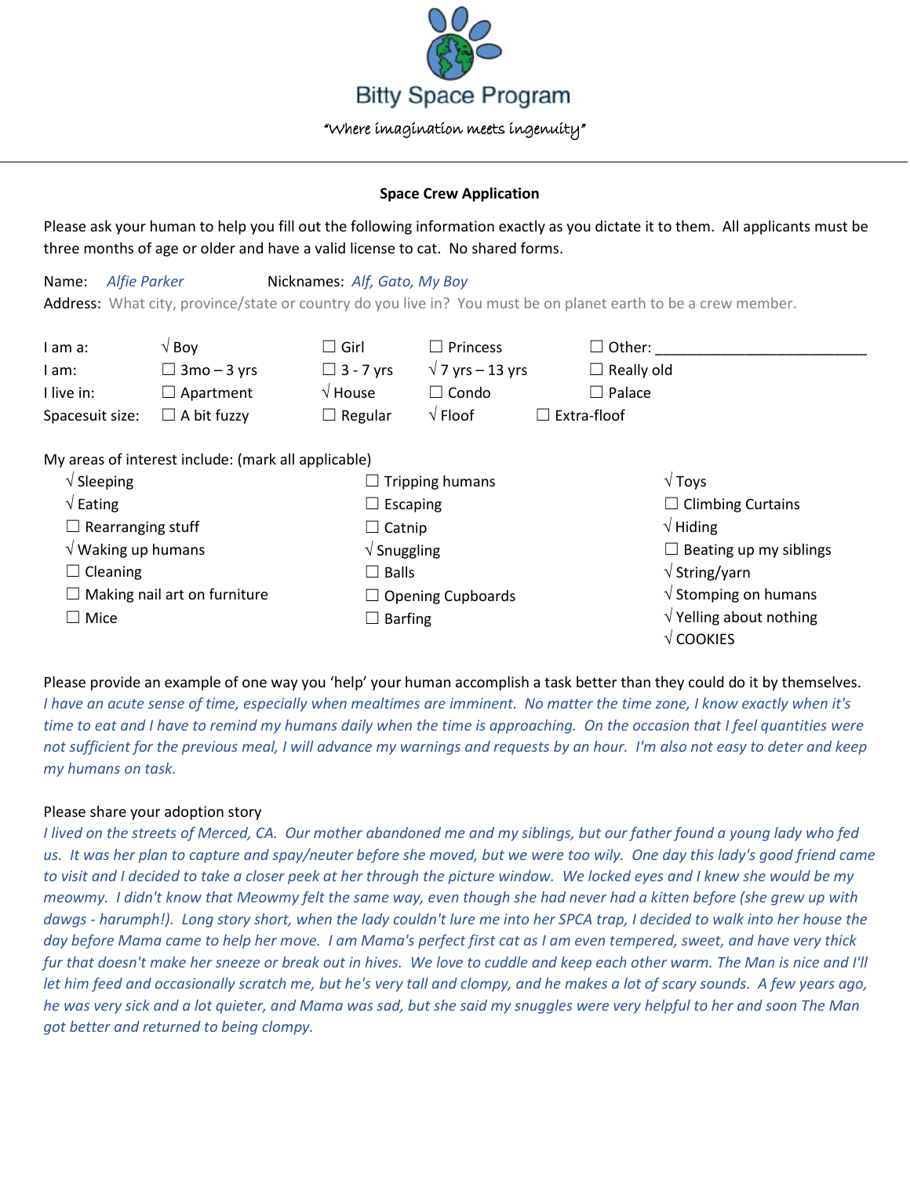# Bitty Space Program

*"Where imagination meets ingenuity"*

---

**Space Crew Application**

Please ask your human to help you fill out the following information exactly as you dictate it to them. All applicants must be three months of age or older and have a valid license to cat. No shared forms.

Name: *Alfie Parker* Nicknames: *Alf, Gato, My Boy*

Address: What city, province/state or country do you live in? You must be on planet earth to be a crew member.

| | | | | |
|---|---|---|---|---|
| I am a: | √ Boy | ☐ Girl | ☐ Princess | ☐ Other: ________________________ |
| I am: | ☐ 3mo – 3 yrs | ☐ 3 - 7 yrs | √ 7 yrs – 13 yrs | ☐ Really old |
| I live in: | ☐ Apartment | √ House | ☐ Condo | ☐ Palace |
| Spacesuit size: | ☐ A bit fuzzy | ☐ Regular | √ Floof | ☐ Extra-floof |

My areas of interest include: (mark all applicable)

| | | |
|---|---|---|
| √ Sleeping | ☐ Tripping humans | √ Toys |
| √ Eating | ☐ Escaping | ☐ Climbing Curtains |
| ☐ Rearranging stuff | ☐ Catnip | √ Hiding |
| √ Waking up humans | √ Snuggling | ☐ Beating up my siblings |
| ☐ Cleaning | ☐ Balls | √ String/yarn |
| ☐ Making nail art on furniture | ☐ Opening Cupboards | √ Stomping on humans |
| ☐ Mice | ☐ Barfing | √ Yelling about nothing |
| | | √ COOKIES |

Please provide an example of one way you 'help' your human accomplish a task better than they could do it by themselves.

*I have an acute sense of time, especially when mealtimes are imminent. No matter the time zone, I know exactly when it's time to eat and I have to remind my humans daily when the time is approaching. On the occasion that I feel quantities were not sufficient for the previous meal, I will advance my warnings and requests by an hour. I'm also not easy to deter and keep my humans on task.*

Please share your adoption story

*I lived on the streets of Merced, CA. Our mother abandoned me and my siblings, but our father found a young lady who fed us. It was her plan to capture and spay/neuter before she moved, but we were too wily. One day this lady's good friend came to visit and I decided to take a closer peek at her through the picture window. We locked eyes and I knew she would be my meowmy. I didn't know that Meowmy felt the same way, even though she had never had a kitten before (she grew up with dawgs - harumph!). Long story short, when the lady couldn't lure me into her SPCA trap, I decided to walk into her house the day before Mama came to help her move. I am Mama's perfect first cat as I am even tempered, sweet, and have very thick fur that doesn't make her sneeze or break out in hives. We love to cuddle and keep each other warm. The Man is nice and I'll let him feed and occasionally scratch me, but he's very tall and clompy, and he makes a lot of scary sounds. A few years ago, he was very sick and a lot quieter, and Mama was sad, but she said my snuggles were very helpful to her and soon The Man got better and returned to being clompy.*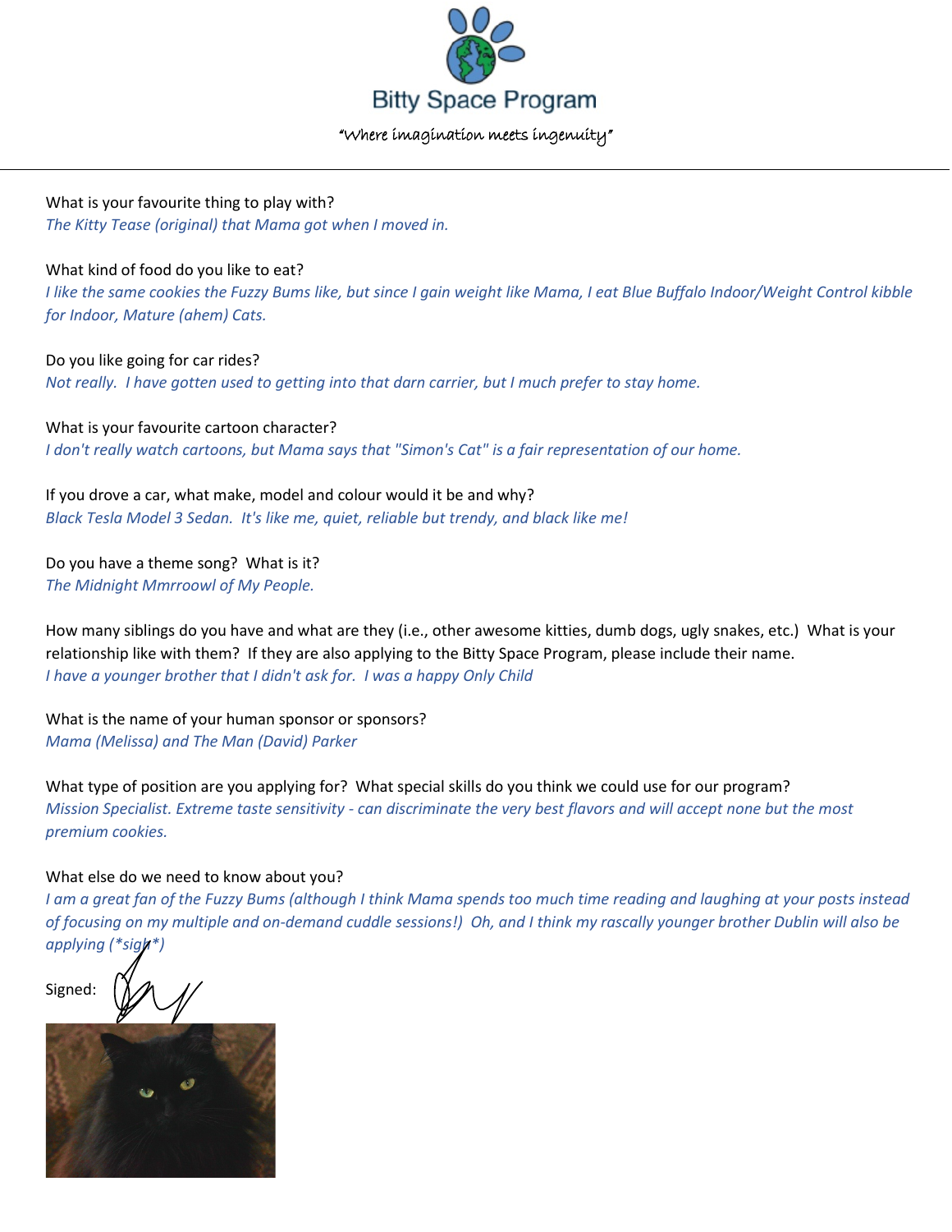Bitty Space Program

"Where imagination meets ingenuity"

What is your favourite thing to play with?

*The Kitty Tease (original) that Mama got when I moved in.*

What kind of food do you like to eat?

*I like the same cookies the Fuzzy Bums like, but since I gain weight like Mama, I eat Blue Buffalo Indoor/Weight Control kibble for Indoor, Mature (ahem) Cats.*

Do you like going for car rides?

*Not really. I have gotten used to getting into that darn carrier, but I much prefer to stay home.*

What is your favourite cartoon character?

*I don't really watch cartoons, but Mama says that "Simon's Cat" is a fair representation of our home.*

If you drove a car, what make, model and colour would it be and why?

*Black Tesla Model 3 Sedan. It's like me, quiet, reliable but trendy, and black like me!*

Do you have a theme song? What is it?

*The Midnight Mmrroowl of My People.*

How many siblings do you have and what are they (i.e., other awesome kitties, dumb dogs, ugly snakes, etc.) What is your relationship like with them? If they are also applying to the Bitty Space Program, please include their name.

*I have a younger brother that I didn't ask for. I was a happy Only Child*

What is the name of your human sponsor or sponsors?

*Mama (Melissa) and The Man (David) Parker*

What type of position are you applying for? What special skills do you think we could use for our program?

*Mission Specialist. Extreme taste sensitivity - can discriminate the very best flavors and will accept none but the most premium cookies.*

What else do we need to know about you?

*I am a great fan of the Fuzzy Bums (although I think Mama spends too much time reading and laughing at your posts instead of focusing on my multiple and on-demand cuddle sessions!) Oh, and I think my rascally younger brother Dublin will also be applying (*sigh*)*

Signed: